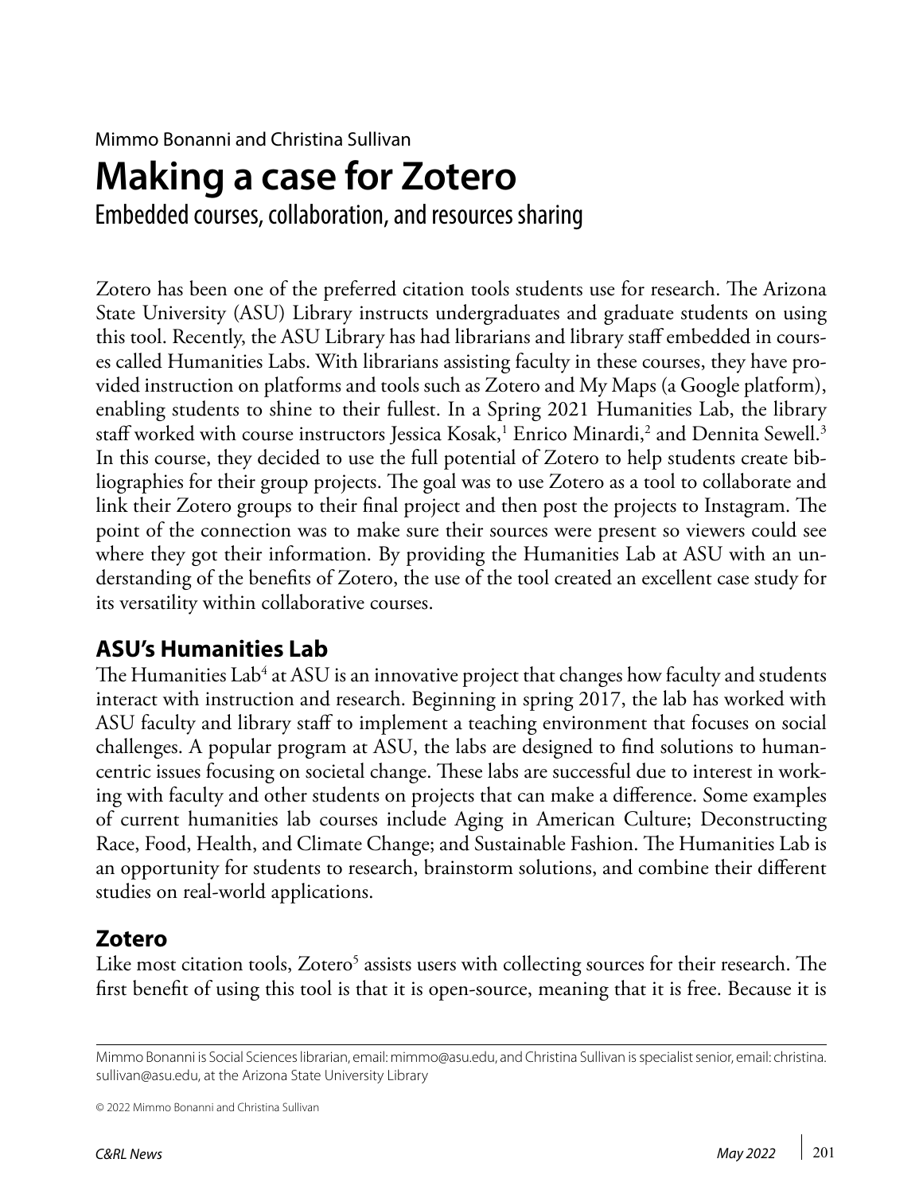Mimmo Bonanni and Christina Sullivan

# Making a case for Zotero

## Embedded courses, collaboration, and resources sharing

Zotero has been one of the preferred citation tools students use for research. The Arizona State University (ASU) Library instructs undergraduates and graduate students on using this tool. Recently, the ASU Library has had librarians and library staff embedded in courses called Humanities Labs. With librarians assisting faculty in these courses, they have provided instruction on platforms and tools such as Zotero and My Maps (a Google platform), enabling students to shine to their fullest. In a Spring 2021 Humanities Lab, the library staff worked with course instructors Jessica Kosak,[1] Enrico Minardi,[2] and Dennita Sewell.[3] In this course, they decided to use the full potential of Zotero to help students create bibliographies for their group projects. The goal was to use Zotero as a tool to collaborate and link their Zotero groups to their final project and then post the projects to Instagram. The point of the connection was to make sure their sources were present so viewers could see where they got their information. By providing the Humanities Lab at ASU with an understanding of the benefits of Zotero, the use of the tool created an excellent case study for its versatility within collaborative courses.

## ASU's Humanities Lab

The Humanities Lab[4] at ASU is an innovative project that changes how faculty and students interact with instruction and research. Beginning in spring 2017, the lab has worked with ASU faculty and library staff to implement a teaching environment that focuses on social challenges. A popular program at ASU, the labs are designed to find solutions to human-centric issues focusing on societal change. These labs are successful due to interest in working with faculty and other students on projects that can make a difference. Some examples of current humanities lab courses include Aging in American Culture; Deconstructing Race, Food, Health, and Climate Change; and Sustainable Fashion. The Humanities Lab is an opportunity for students to research, brainstorm solutions, and combine their different studies on real-world applications.

## Zotero

Like most citation tools, Zotero[5] assists users with collecting sources for their research. The first benefit of using this tool is that it is open-source, meaning that it is free. Because it is

---

Mimmo Bonanni is Social Sciences librarian, email: mimmo@asu.edu, and Christina Sullivan is specialist senior, email: christina.sullivan@asu.edu, at the Arizona State University Library

© 2022 Mimmo Bonanni and Christina Sullivan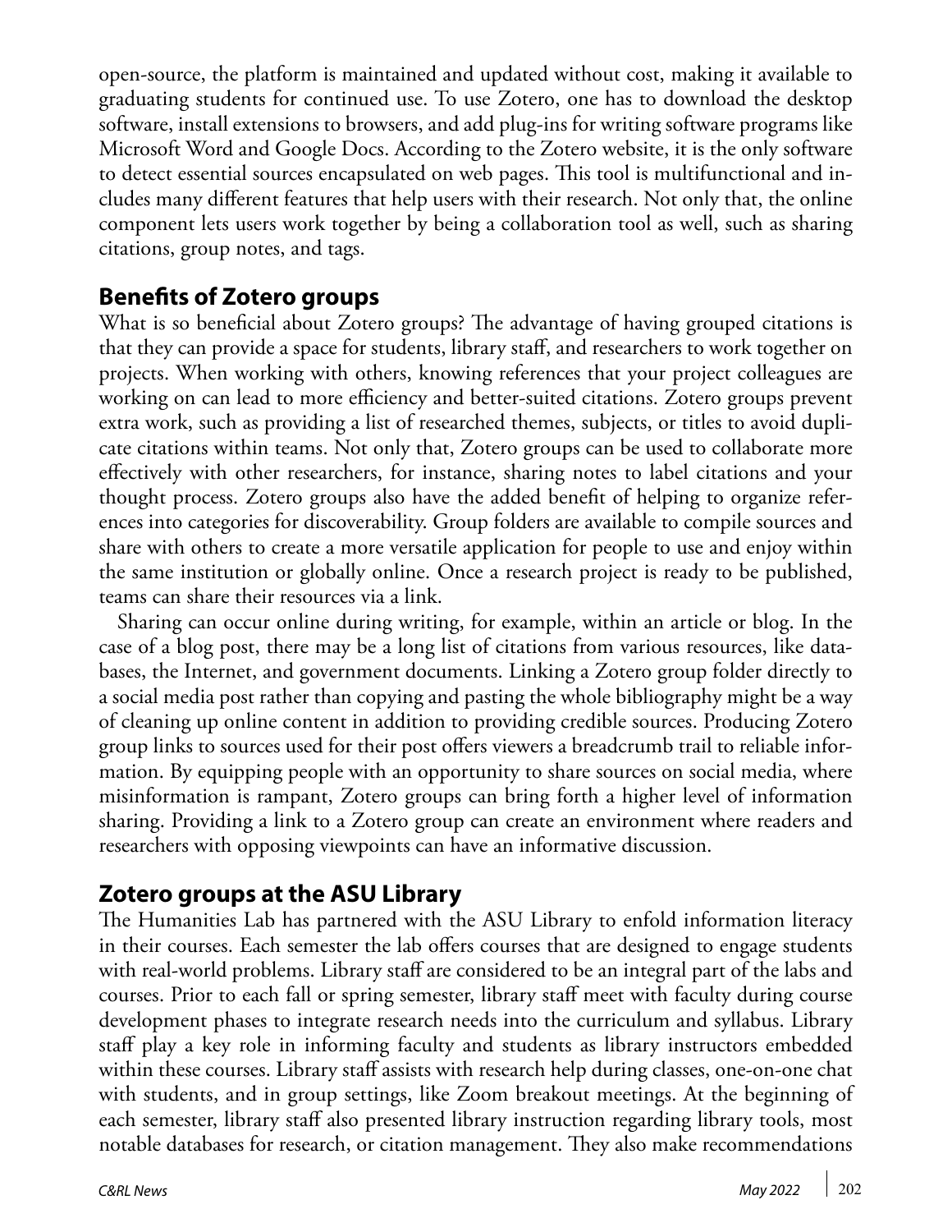open-source, the platform is maintained and updated without cost, making it available to graduating students for continued use. To use Zotero, one has to download the desktop software, install extensions to browsers, and add plug-ins for writing software programs like Microsoft Word and Google Docs. According to the Zotero website, it is the only software to detect essential sources encapsulated on web pages. This tool is multifunctional and includes many different features that help users with their research. Not only that, the online component lets users work together by being a collaboration tool as well, such as sharing citations, group notes, and tags.

## Benefits of Zotero groups

What is so beneficial about Zotero groups? The advantage of having grouped citations is that they can provide a space for students, library staff, and researchers to work together on projects. When working with others, knowing references that your project colleagues are working on can lead to more efficiency and better-suited citations. Zotero groups prevent extra work, such as providing a list of researched themes, subjects, or titles to avoid duplicate citations within teams. Not only that, Zotero groups can be used to collaborate more effectively with other researchers, for instance, sharing notes to label citations and your thought process. Zotero groups also have the added benefit of helping to organize references into categories for discoverability. Group folders are available to compile sources and share with others to create a more versatile application for people to use and enjoy within the same institution or globally online. Once a research project is ready to be published, teams can share their resources via a link.

Sharing can occur online during writing, for example, within an article or blog. In the case of a blog post, there may be a long list of citations from various resources, like databases, the Internet, and government documents. Linking a Zotero group folder directly to a social media post rather than copying and pasting the whole bibliography might be a way of cleaning up online content in addition to providing credible sources. Producing Zotero group links to sources used for their post offers viewers a breadcrumb trail to reliable information. By equipping people with an opportunity to share sources on social media, where misinformation is rampant, Zotero groups can bring forth a higher level of information sharing. Providing a link to a Zotero group can create an environment where readers and researchers with opposing viewpoints can have an informative discussion.

## Zotero groups at the ASU Library

The Humanities Lab has partnered with the ASU Library to enfold information literacy in their courses. Each semester the lab offers courses that are designed to engage students with real-world problems. Library staff are considered to be an integral part of the labs and courses. Prior to each fall or spring semester, library staff meet with faculty during course development phases to integrate research needs into the curriculum and syllabus. Library staff play a key role in informing faculty and students as library instructors embedded within these courses. Library staff assists with research help during classes, one-on-one chat with students, and in group settings, like Zoom breakout meetings. At the beginning of each semester, library staff also presented library instruction regarding library tools, most notable databases for research, or citation management. They also make recommendations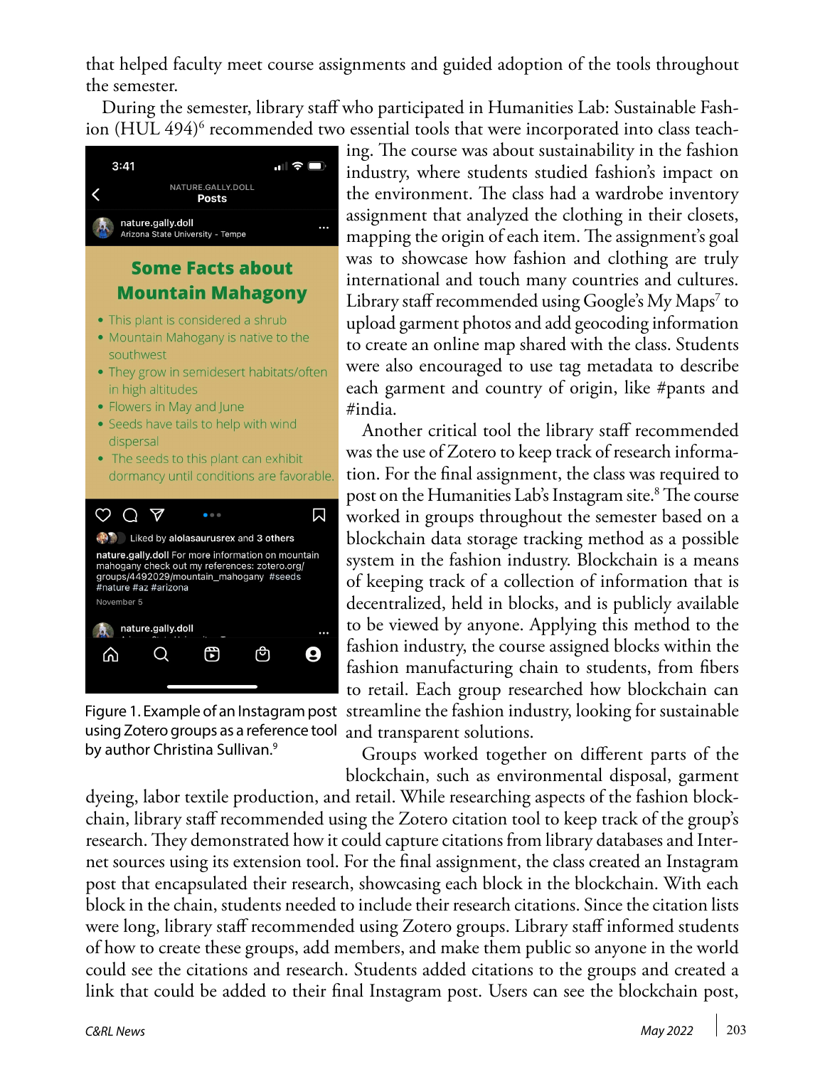that helped faculty meet course assignments and guided adoption of the tools throughout the semester.

During the semester, library staff who participated in Humanities Lab: Sustainable Fashion (HUL 494)[6] recommended two essential tools that were incorporated into class teaching. The course was about sustainability in the fashion industry, where students studied fashion's impact on the environment. The class had a wardrobe inventory assignment that analyzed the clothing in their closets, mapping the origin of each item. The assignment's goal was to showcase how fashion and clothing are truly international and touch many countries and cultures. Library staff recommended using Google's My Maps[7] to upload garment photos and add geocoding information to create an online map shared with the class. Students were also encouraged to use tag metadata to describe each garment and country of origin, like #pants and #india.

Another critical tool the library staff recommended was the use of Zotero to keep track of research information. For the final assignment, the class was required to post on the Humanities Lab's Instagram site.[8] The course worked in groups throughout the semester based on a blockchain data storage tracking method as a possible system in the fashion industry. Blockchain is a means of keeping track of a collection of information that is decentralized, held in blocks, and is publicly available to be viewed by anyone. Applying this method to the fashion industry, the course assigned blocks within the fashion manufacturing chain to students, from fibers to retail. Each group researched how blockchain can streamline the fashion industry, looking for sustainable and transparent solutions.

Figure 1. Example of an Instagram post using Zotero groups as a reference tool by author Christina Sullivan.[9]

Groups worked together on different parts of the blockchain, such as environmental disposal, garment dyeing, labor textile production, and retail. While researching aspects of the fashion blockchain, library staff recommended using the Zotero citation tool to keep track of the group's research. They demonstrated how it could capture citations from library databases and Internet sources using its extension tool. For the final assignment, the class created an Instagram post that encapsulated their research, showcasing each block in the blockchain. With each block in the chain, students needed to include their research citations. Since the citation lists were long, library staff recommended using Zotero groups. Library staff informed students of how to create these groups, add members, and make them public so anyone in the world could see the citations and research. Students added citations to the groups and created a link that could be added to their final Instagram post. Users can see the blockchain post,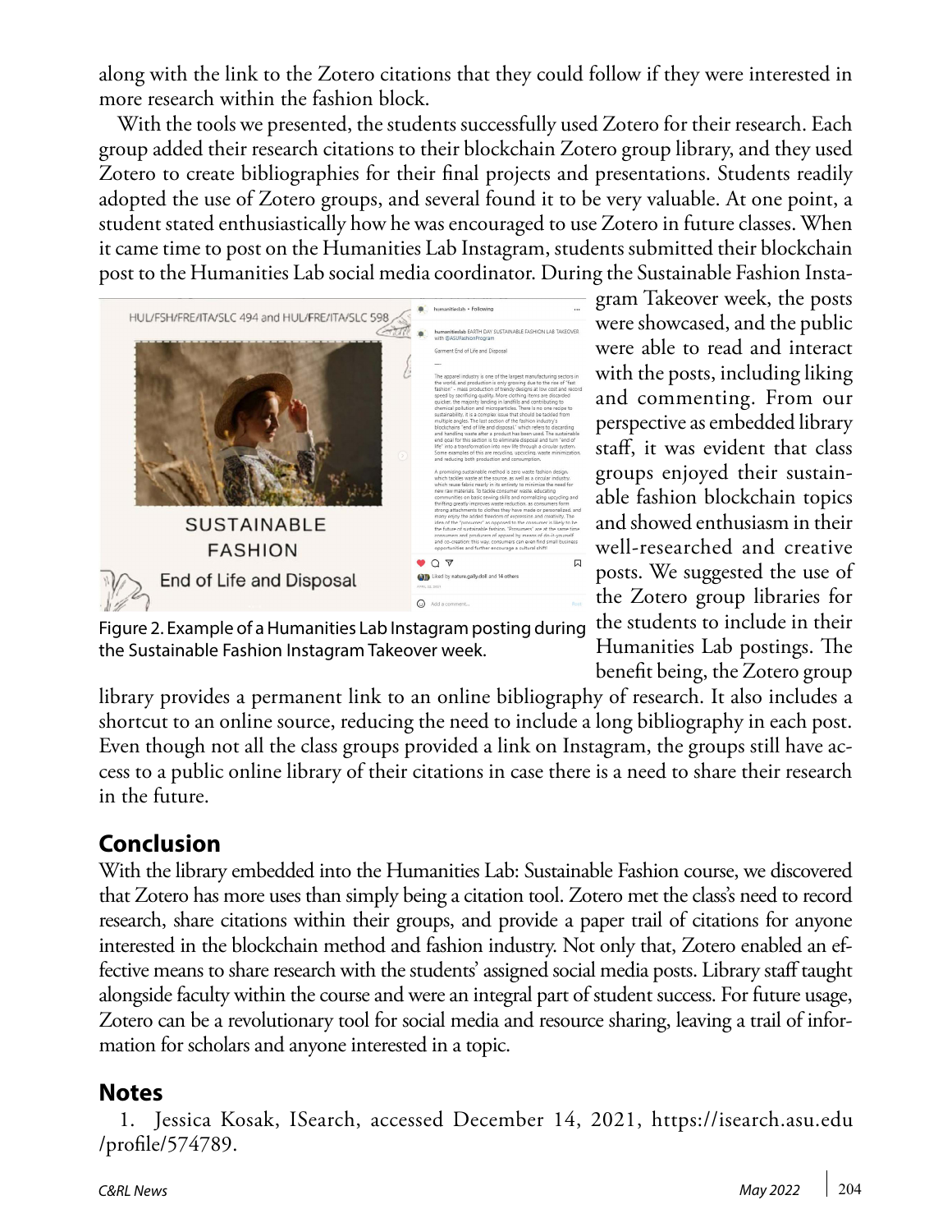along with the link to the Zotero citations that they could follow if they were interested in more research within the fashion block.

With the tools we presented, the students successfully used Zotero for their research. Each group added their research citations to their blockchain Zotero group library, and they used Zotero to create bibliographies for their final projects and presentations. Students readily adopted the use of Zotero groups, and several found it to be very valuable. At one point, a student stated enthusiastically how he was encouraged to use Zotero in future classes. When it came time to post on the Humanities Lab Instagram, students submitted their blockchain post to the Humanities Lab social media coordinator. During the Sustainable Fashion Instagram Takeover week, the posts were showcased, and the public were able to read and interact with the posts, including liking and commenting. From our perspective as embedded library staff, it was evident that class groups enjoyed their sustainable fashion blockchain topics and showed enthusiasm in their well-researched and creative posts. We suggested the use of the Zotero group libraries for the students to include in their Humanities Lab postings. The benefit being, the Zotero group library provides a permanent link to an online bibliography of research. It also includes a shortcut to an online source, reducing the need to include a long bibliography in each post. Even though not all the class groups provided a link on Instagram, the groups still have access to a public online library of their citations in case there is a need to share their research in the future.

Figure 2. Example of a Humanities Lab Instagram posting during the Sustainable Fashion Instagram Takeover week.

## Conclusion

With the library embedded into the Humanities Lab: Sustainable Fashion course, we discovered that Zotero has more uses than simply being a citation tool. Zotero met the class's need to record research, share citations within their groups, and provide a paper trail of citations for anyone interested in the blockchain method and fashion industry. Not only that, Zotero enabled an effective means to share research with the students' assigned social media posts. Library staff taught alongside faculty within the course and were an integral part of student success. For future usage, Zotero can be a revolutionary tool for social media and resource sharing, leaving a trail of information for scholars and anyone interested in a topic.

## Notes

1. Jessica Kosak, ISearch, accessed December 14, 2021, https://isearch.asu.edu/profile/574789.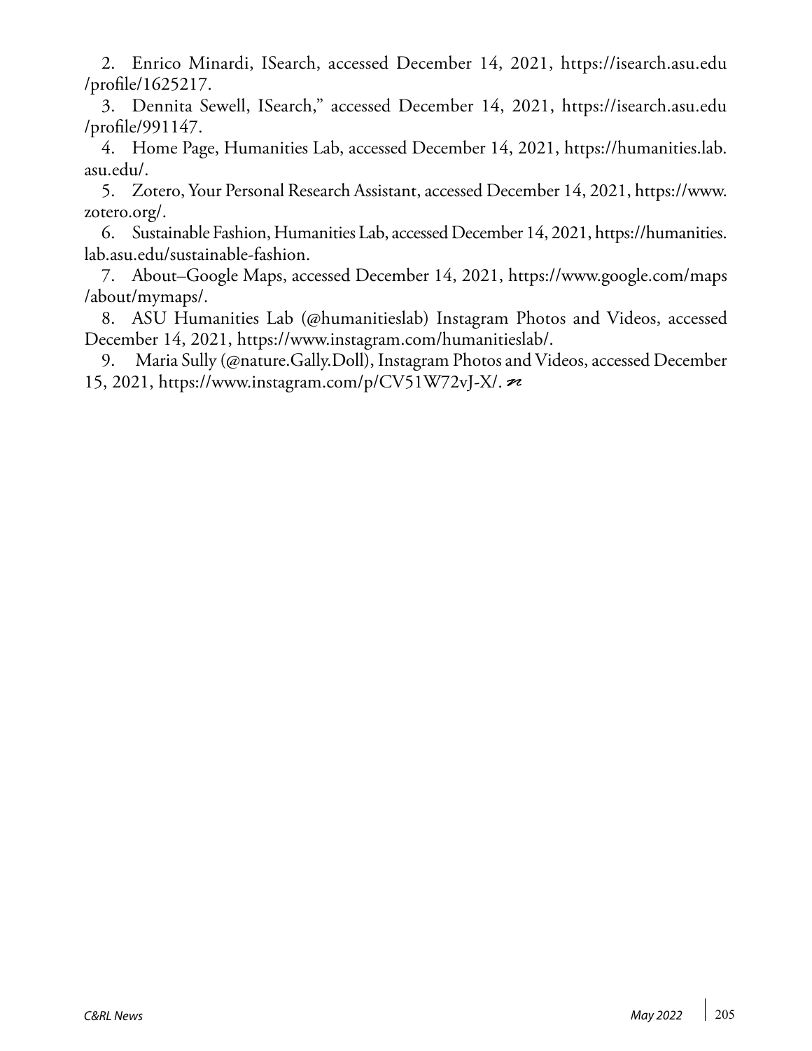2. Enrico Minardi, ISearch, accessed December 14, 2021, https://isearch.asu.edu/profile/1625217.

3. Dennita Sewell, ISearch," accessed December 14, 2021, https://isearch.asu.edu/profile/991147.

4. Home Page, Humanities Lab, accessed December 14, 2021, https://humanities.lab.asu.edu/.

5. Zotero, Your Personal Research Assistant, accessed December 14, 2021, https://www.zotero.org/.

6. Sustainable Fashion, Humanities Lab, accessed December 14, 2021, https://humanities.lab.asu.edu/sustainable-fashion.

7. About–Google Maps, accessed December 14, 2021, https://www.google.com/maps/about/mymaps/.

8. ASU Humanities Lab (@humanitieslab) Instagram Photos and Videos, accessed December 14, 2021, https://www.instagram.com/humanitieslab/.

9. Maria Sully (@nature.Gally.Doll), Instagram Photos and Videos, accessed December 15, 2021, https://www.instagram.com/p/CV51W72vJ-X/.